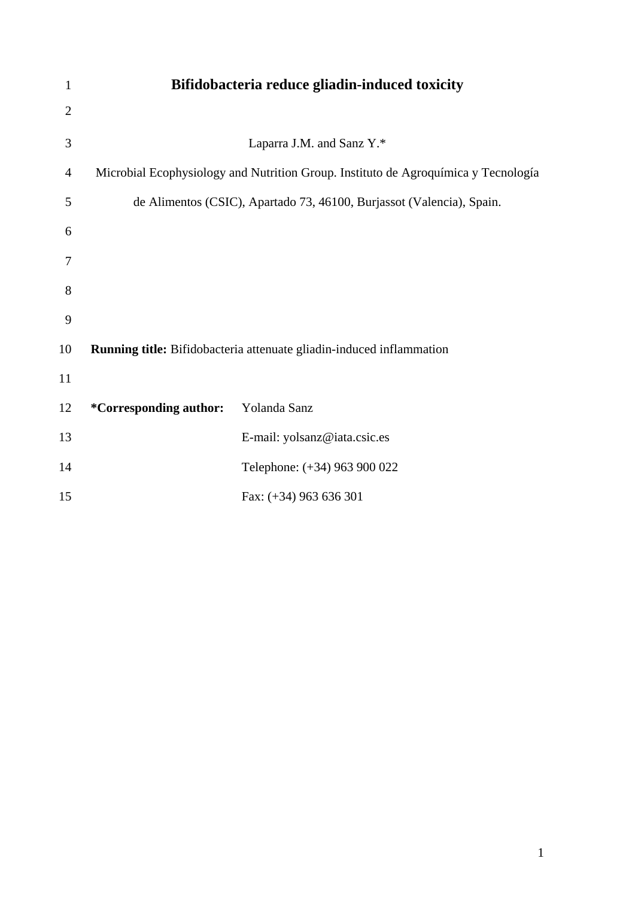# Bifidobacteria reduce gliadin-induced toxicity

Laparra J.M. and Sanz Y.*

Microbial Ecophysiology and Nutrition Group. Instituto de Agroquímica y Tecnología de Alimentos (CSIC), Apartado 73, 46100, Burjassot (Valencia), Spain.

**Running title:** Bifidobacteria attenuate gliadin-induced inflammation

**\*Corresponding author:** Yolanda Sanz

E-mail: yolsanz@iata.csic.es

Telephone: (+34) 963 900 022

Fax: (+34) 963 636 301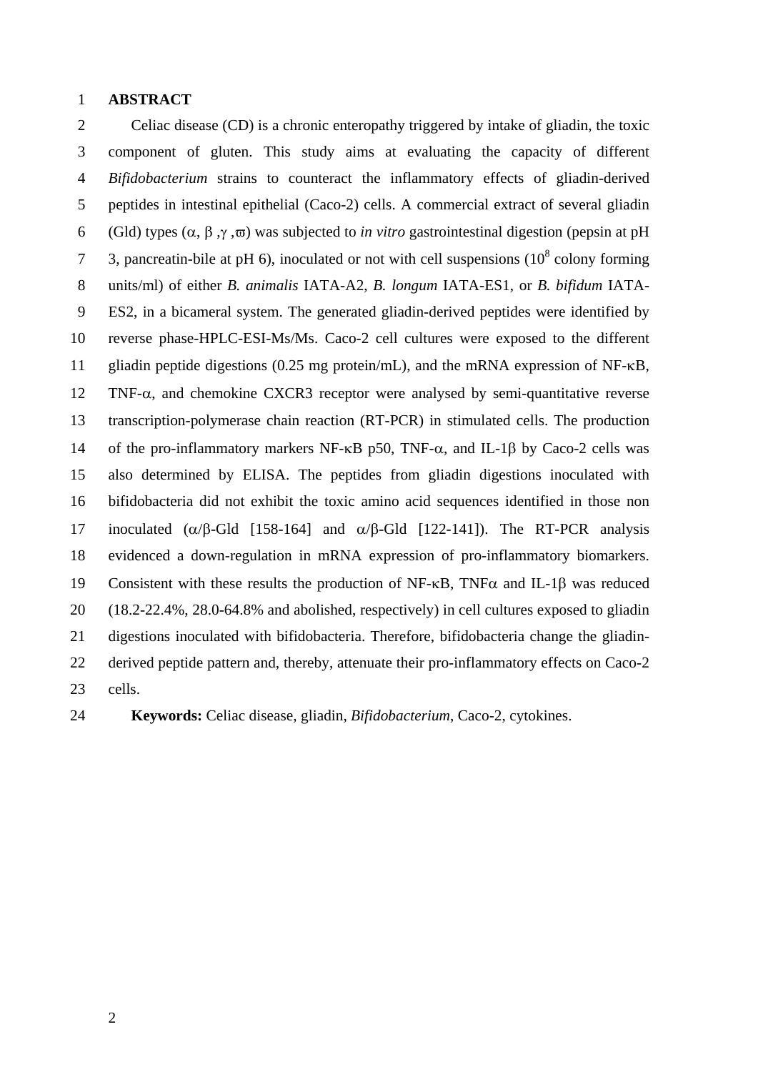## ABSTRACT

Celiac disease (CD) is a chronic enteropathy triggered by intake of gliadin, the toxic component of gluten. This study aims at evaluating the capacity of different *Bifidobacterium* strains to counteract the inflammatory effects of gliadin-derived peptides in intestinal epithelial (Caco-2) cells. A commercial extract of several gliadin (Gld) types (α, β ,γ ,ϖ) was subjected to *in vitro* gastrointestinal digestion (pepsin at pH 3, pancreatin-bile at pH 6), inoculated or not with cell suspensions ($10^8$ colony forming units/ml) of either *B. animalis* IATA-A2, *B. longum* IATA-ES1, or *B. bifidum* IATA-ES2, in a bicameral system. The generated gliadin-derived peptides were identified by reverse phase-HPLC-ESI-Ms/Ms. Caco-2 cell cultures were exposed to the different gliadin peptide digestions (0.25 mg protein/mL), and the mRNA expression of NF-κB, TNF-α, and chemokine CXCR3 receptor were analysed by semi-quantitative reverse transcription-polymerase chain reaction (RT-PCR) in stimulated cells. The production of the pro-inflammatory markers NF-κB p50, TNF-α, and IL-1β by Caco-2 cells was also determined by ELISA. The peptides from gliadin digestions inoculated with bifidobacteria did not exhibit the toxic amino acid sequences identified in those non inoculated (α/β-Gld [158-164] and α/β-Gld [122-141]). The RT-PCR analysis evidenced a down-regulation in mRNA expression of pro-inflammatory biomarkers. Consistent with these results the production of NF-κB, TNFα and IL-1β was reduced (18.2-22.4%, 28.0-64.8% and abolished, respectively) in cell cultures exposed to gliadin digestions inoculated with bifidobacteria. Therefore, bifidobacteria change the gliadin-derived peptide pattern and, thereby, attenuate their pro-inflammatory effects on Caco-2 cells.

**Keywords:** Celiac disease, gliadin, *Bifidobacterium*, Caco-2, cytokines.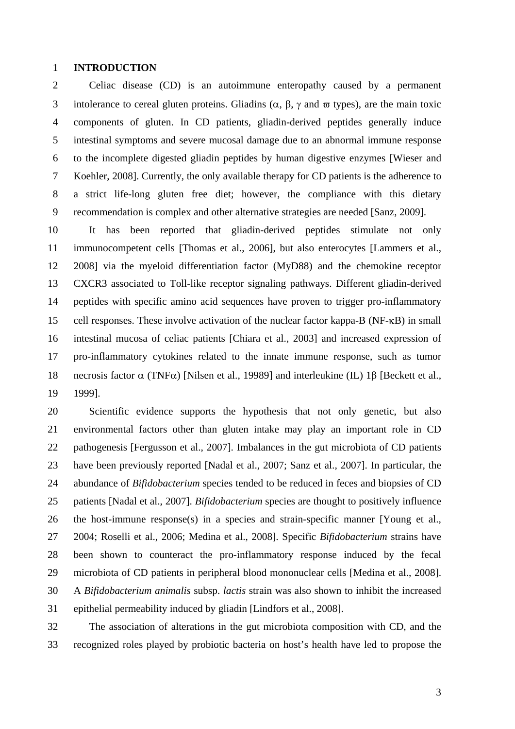## INTRODUCTION

Celiac disease (CD) is an autoimmune enteropathy caused by a permanent intolerance to cereal gluten proteins. Gliadins ($\alpha$, $\beta$, $\gamma$ and $\varpi$ types), are the main toxic components of gluten. In CD patients, gliadin-derived peptides generally induce intestinal symptoms and severe mucosal damage due to an abnormal immune response to the incomplete digested gliadin peptides by human digestive enzymes [Wieser and Koehler, 2008]. Currently, the only available therapy for CD patients is the adherence to a strict life-long gluten free diet; however, the compliance with this dietary recommendation is complex and other alternative strategies are needed [Sanz, 2009].

It has been reported that gliadin-derived peptides stimulate not only immunocompetent cells [Thomas et al., 2006], but also enterocytes [Lammers et al., 2008] via the myeloid differentiation factor (MyD88) and the chemokine receptor CXCR3 associated to Toll-like receptor signaling pathways. Different gliadin-derived peptides with specific amino acid sequences have proven to trigger pro-inflammatory cell responses. These involve activation of the nuclear factor kappa-B (NF-$\kappa$B) in small intestinal mucosa of celiac patients [Chiara et al., 2003] and increased expression of pro-inflammatory cytokines related to the innate immune response, such as tumor necrosis factor $\alpha$ (TNF$\alpha$) [Nilsen et al., 19989] and interleukine (IL) 1$\beta$ [Beckett et al., 1999].

Scientific evidence supports the hypothesis that not only genetic, but also environmental factors other than gluten intake may play an important role in CD pathogenesis [Fergusson et al., 2007]. Imbalances in the gut microbiota of CD patients have been previously reported [Nadal et al., 2007; Sanz et al., 2007]. In particular, the abundance of *Bifidobacterium* species tended to be reduced in feces and biopsies of CD patients [Nadal et al., 2007]. *Bifidobacterium* species are thought to positively influence the host-immune response(s) in a species and strain-specific manner [Young et al., 2004; Roselli et al., 2006; Medina et al., 2008]. Specific *Bifidobacterium* strains have been shown to counteract the pro-inflammatory response induced by the fecal microbiota of CD patients in peripheral blood mononuclear cells [Medina et al., 2008]. A *Bifidobacterium animalis* subsp. *lactis* strain was also shown to inhibit the increased epithelial permeability induced by gliadin [Lindfors et al., 2008].

The association of alterations in the gut microbiota composition with CD, and the recognized roles played by probiotic bacteria on host's health have led to propose the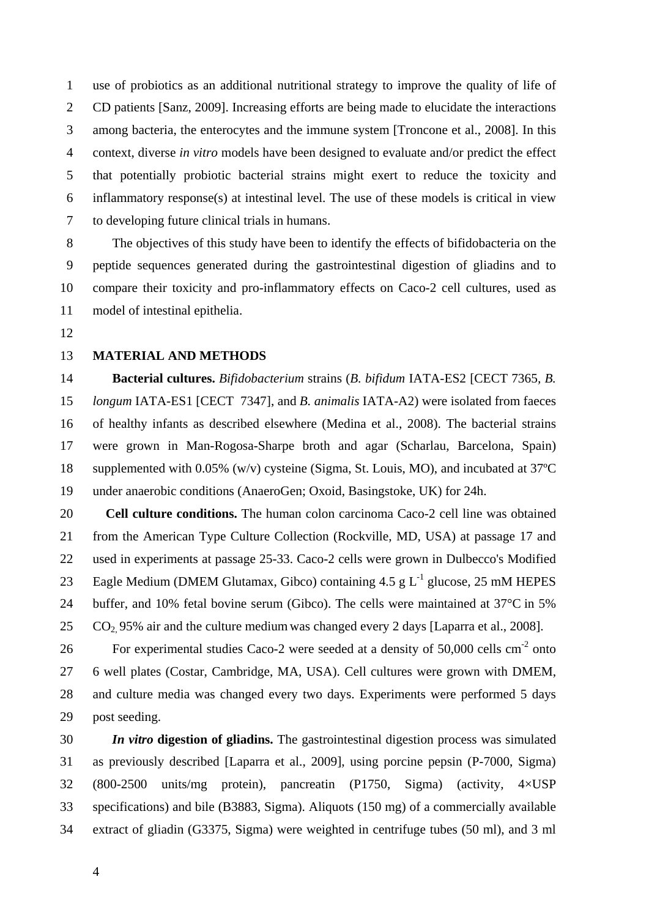use of probiotics as an additional nutritional strategy to improve the quality of life of CD patients [Sanz, 2009]. Increasing efforts are being made to elucidate the interactions among bacteria, the enterocytes and the immune system [Troncone et al., 2008]. In this context, diverse *in vitro* models have been designed to evaluate and/or predict the effect that potentially probiotic bacterial strains might exert to reduce the toxicity and inflammatory response(s) at intestinal level. The use of these models is critical in view to developing future clinical trials in humans.

The objectives of this study have been to identify the effects of bifidobacteria on the peptide sequences generated during the gastrointestinal digestion of gliadins and to compare their toxicity and pro-inflammatory effects on Caco-2 cell cultures, used as model of intestinal epithelia.

## MATERIAL AND METHODS

**Bacterial cultures.** *Bifidobacterium* strains (*B. bifidum* IATA-ES2 [CECT 7365, *B. longum* IATA-ES1 [CECT 7347], and *B. animalis* IATA-A2) were isolated from faeces of healthy infants as described elsewhere (Medina et al., 2008). The bacterial strains were grown in Man-Rogosa-Sharpe broth and agar (Scharlau, Barcelona, Spain) supplemented with 0.05% (w/v) cysteine (Sigma, St. Louis, MO), and incubated at 37ºC under anaerobic conditions (AnaeroGen; Oxoid, Basingstoke, UK) for 24h.

**Cell culture conditions.** The human colon carcinoma Caco-2 cell line was obtained from the American Type Culture Collection (Rockville, MD, USA) at passage 17 and used in experiments at passage 25-33. Caco-2 cells were grown in Dulbecco's Modified Eagle Medium (DMEM Glutamax, Gibco) containing 4.5 g $L^{-1}$ glucose, 25 mM HEPES buffer, and 10% fetal bovine serum (Gibco). The cells were maintained at 37°C in 5% $CO_2$, 95% air and the culture medium was changed every 2 days [Laparra et al., 2008].

For experimental studies Caco-2 were seeded at a density of 50,000 cells $cm^{-2}$ onto 6 well plates (Costar, Cambridge, MA, USA). Cell cultures were grown with DMEM, and culture media was changed every two days. Experiments were performed 5 days post seeding.

***In vitro* digestion of gliadins.** The gastrointestinal digestion process was simulated as previously described [Laparra et al., 2009], using porcine pepsin (P-7000, Sigma) (800-2500 units/mg protein), pancreatin (P1750, Sigma) (activity, 4×USP specifications) and bile (B3883, Sigma). Aliquots (150 mg) of a commercially available extract of gliadin (G3375, Sigma) were weighted in centrifuge tubes (50 ml), and 3 ml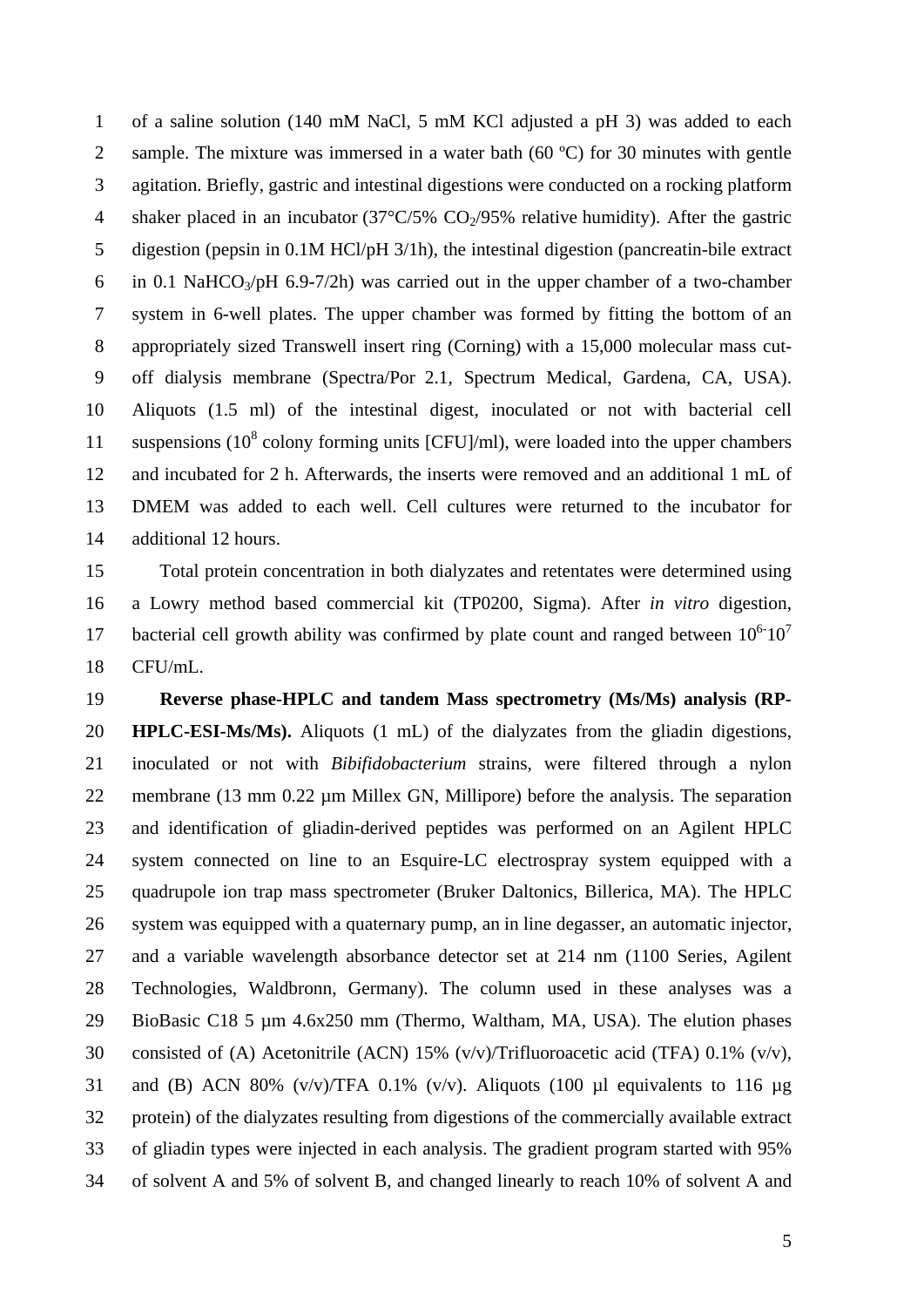of a saline solution (140 mM NaCl, 5 mM KCl adjusted a pH 3) was added to each sample. The mixture was immersed in a water bath (60 ºC) for 30 minutes with gentle agitation. Briefly, gastric and intestinal digestions were conducted on a rocking platform shaker placed in an incubator (37°C/5% $CO_2$/95% relative humidity). After the gastric digestion (pepsin in 0.1M HCl/pH 3/1h), the intestinal digestion (pancreatin-bile extract in 0.1 $NaHCO_3$/pH 6.9-7/2h) was carried out in the upper chamber of a two-chamber system in 6-well plates. The upper chamber was formed by fitting the bottom of an appropriately sized Transwell insert ring (Corning) with a 15,000 molecular mass cut-off dialysis membrane (Spectra/Por 2.1, Spectrum Medical, Gardena, CA, USA). Aliquots (1.5 ml) of the intestinal digest, inoculated or not with bacterial cell suspensions ($10^8$ colony forming units [CFU]/ml), were loaded into the upper chambers and incubated for 2 h. Afterwards, the inserts were removed and an additional 1 mL of DMEM was added to each well. Cell cultures were returned to the incubator for additional 12 hours.

Total protein concentration in both dialyzates and retentates were determined using a Lowry method based commercial kit (TP0200, Sigma). After *in vitro* digestion, bacterial cell growth ability was confirmed by plate count and ranged between $10^6$-$10^7$ CFU/mL.

**Reverse phase-HPLC and tandem Mass spectrometry (Ms/Ms) analysis (RP-HPLC-ESI-Ms/Ms).** Aliquots (1 mL) of the dialyzates from the gliadin digestions, inoculated or not with *Bibifidobacterium* strains, were filtered through a nylon membrane (13 mm 0.22 µm Millex GN, Millipore) before the analysis. The separation and identification of gliadin-derived peptides was performed on an Agilent HPLC system connected on line to an Esquire-LC electrospray system equipped with a quadrupole ion trap mass spectrometer (Bruker Daltonics, Billerica, MA). The HPLC system was equipped with a quaternary pump, an in line degasser, an automatic injector, and a variable wavelength absorbance detector set at 214 nm (1100 Series, Agilent Technologies, Waldbronn, Germany). The column used in these analyses was a BioBasic C18 5 µm 4.6x250 mm (Thermo, Waltham, MA, USA). The elution phases consisted of (A) Acetonitrile (ACN) 15% (v/v)/Trifluoroacetic acid (TFA) 0.1% (v/v), and (B) ACN 80% (v/v)/TFA 0.1% (v/v). Aliquots (100 µl equivalents to 116 µg protein) of the dialyzates resulting from digestions of the commercially available extract of gliadin types were injected in each analysis. The gradient program started with 95% of solvent A and 5% of solvent B, and changed linearly to reach 10% of solvent A and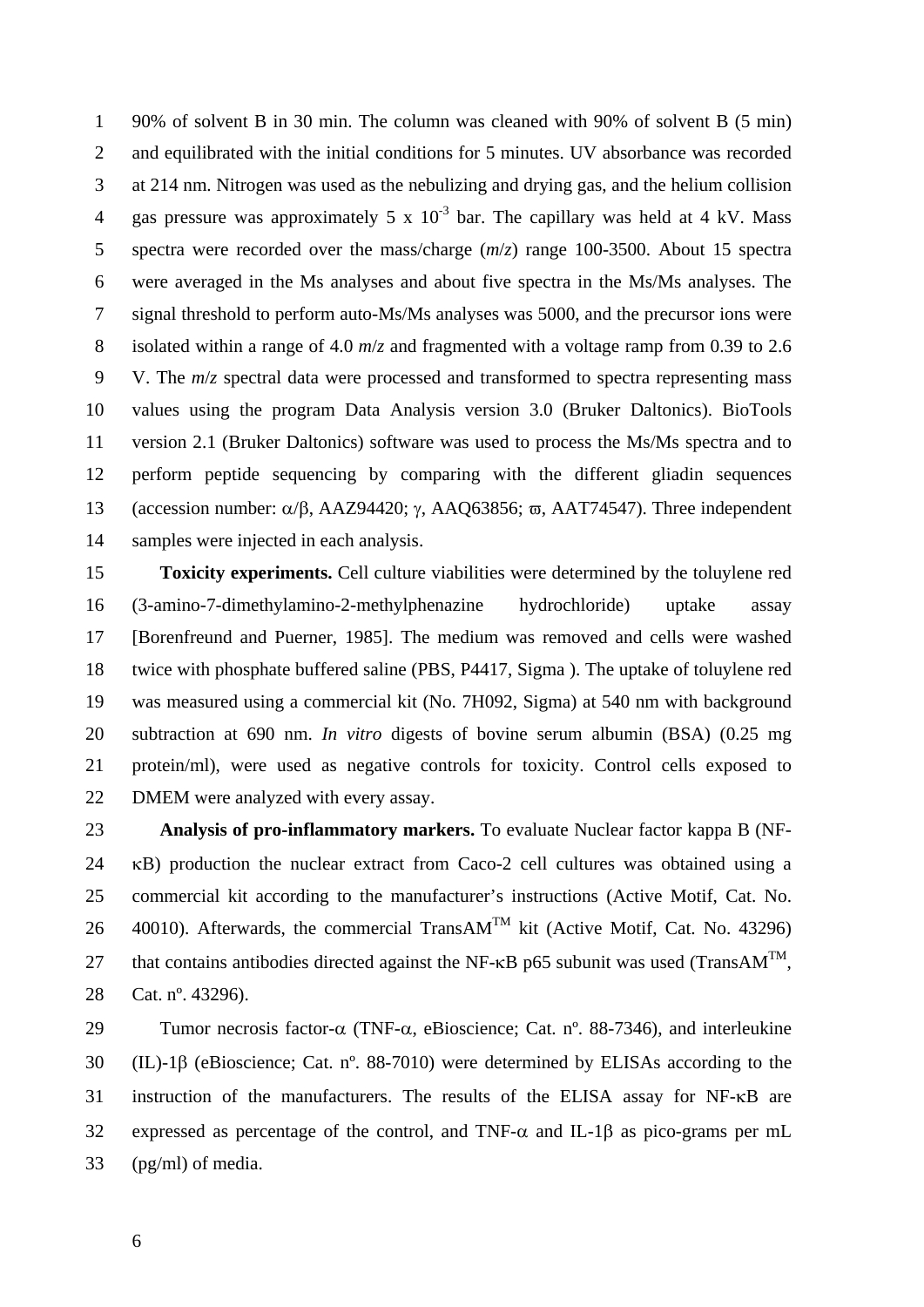90% of solvent B in 30 min. The column was cleaned with 90% of solvent B (5 min) and equilibrated with the initial conditions for 5 minutes. UV absorbance was recorded at 214 nm. Nitrogen was used as the nebulizing and drying gas, and the helium collision gas pressure was approximately 5 x $10^{-3}$ bar. The capillary was held at 4 kV. Mass spectra were recorded over the mass/charge (*m*/*z*) range 100-3500. About 15 spectra were averaged in the Ms analyses and about five spectra in the Ms/Ms analyses. The signal threshold to perform auto-Ms/Ms analyses was 5000, and the precursor ions were isolated within a range of 4.0 *m*/*z* and fragmented with a voltage ramp from 0.39 to 2.6 V. The *m*/*z* spectral data were processed and transformed to spectra representing mass values using the program Data Analysis version 3.0 (Bruker Daltonics). BioTools version 2.1 (Bruker Daltonics) software was used to process the Ms/Ms spectra and to perform peptide sequencing by comparing with the different gliadin sequences (accession number: α/β, AAZ94420; γ, AAQ63856; ϖ, AAT74547). Three independent samples were injected in each analysis.

**Toxicity experiments.** Cell culture viabilities were determined by the toluylene red (3-amino-7-dimethylamino-2-methylphenazine hydrochloride) uptake assay [Borenfreund and Puerner, 1985]. The medium was removed and cells were washed twice with phosphate buffered saline (PBS, P4417, Sigma ). The uptake of toluylene red was measured using a commercial kit (No. 7H092, Sigma) at 540 nm with background subtraction at 690 nm. *In vitro* digests of bovine serum albumin (BSA) (0.25 mg protein/ml), were used as negative controls for toxicity. Control cells exposed to DMEM were analyzed with every assay.

**Analysis of pro-inflammatory markers.** To evaluate Nuclear factor kappa B (NF-κB) production the nuclear extract from Caco-2 cell cultures was obtained using a commercial kit according to the manufacturer's instructions (Active Motif, Cat. No. 40010). Afterwards, the commercial TransAM™ kit (Active Motif, Cat. No. 43296) that contains antibodies directed against the NF-κB p65 subunit was used (TransAM™, Cat. nº. 43296).

Tumor necrosis factor-α (TNF-α, eBioscience; Cat. nº. 88-7346), and interleukine (IL)-1β (eBioscience; Cat. nº. 88-7010) were determined by ELISAs according to the instruction of the manufacturers. The results of the ELISA assay for NF-κB are expressed as percentage of the control, and TNF-α and IL-1β as pico-grams per mL (pg/ml) of media.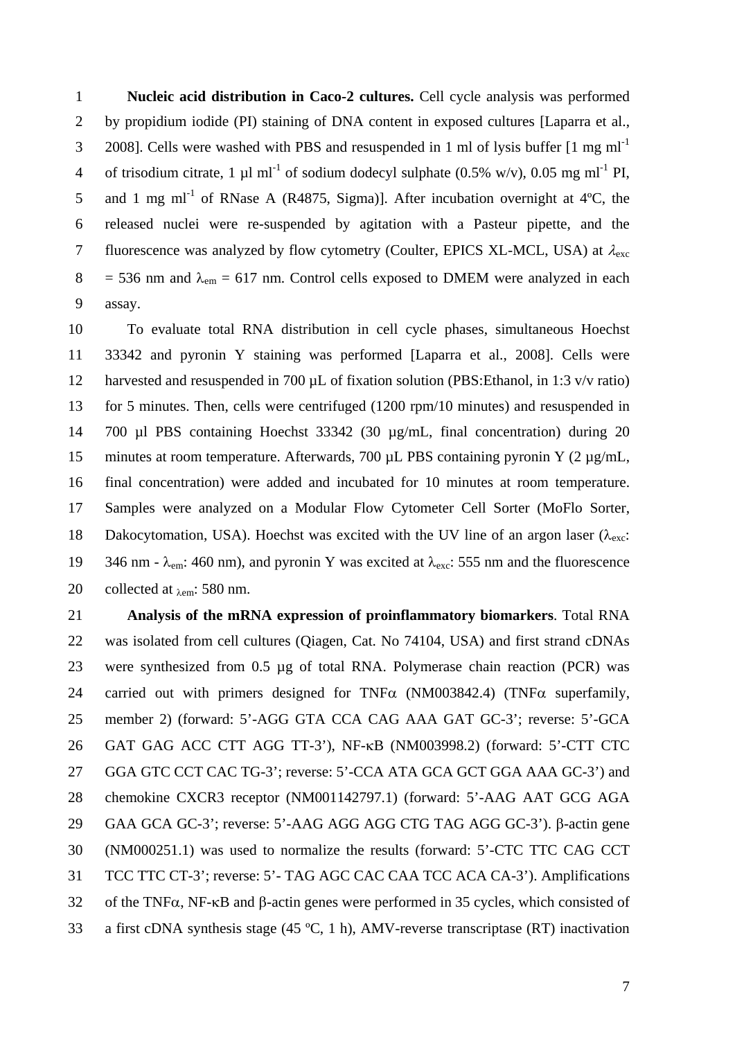**Nucleic acid distribution in Caco-2 cultures.** Cell cycle analysis was performed by propidium iodide (PI) staining of DNA content in exposed cultures [Laparra et al., 2008]. Cells were washed with PBS and resuspended in 1 ml of lysis buffer [1 mg $ml^{-1}$ of trisodium citrate, 1 µl $ml^{-1}$ of sodium dodecyl sulphate (0.5% w/v), 0.05 mg $ml^{-1}$ PI, and 1 mg $ml^{-1}$ of RNase A (R4875, Sigma)]. After incubation overnight at 4ºC, the released nuclei were re-suspended by agitation with a Pasteur pipette, and the fluorescence was analyzed by flow cytometry (Coulter, EPICS XL-MCL, USA) at $\lambda_{exc}$ = 536 nm and $\lambda_{em}$ = 617 nm. Control cells exposed to DMEM were analyzed in each assay.

To evaluate total RNA distribution in cell cycle phases, simultaneous Hoechst 33342 and pyronin Y staining was performed [Laparra et al., 2008]. Cells were harvested and resuspended in 700 µL of fixation solution (PBS:Ethanol, in 1:3 v/v ratio) for 5 minutes. Then, cells were centrifuged (1200 rpm/10 minutes) and resuspended in 700 µl PBS containing Hoechst 33342 (30 µg/mL, final concentration) during 20 minutes at room temperature. Afterwards, 700 µL PBS containing pyronin Y (2 µg/mL, final concentration) were added and incubated for 10 minutes at room temperature. Samples were analyzed on a Modular Flow Cytometer Cell Sorter (MoFlo Sorter, Dakocytomation, USA). Hoechst was excited with the UV line of an argon laser ($\lambda_{exc}$: 346 nm - $\lambda_{em}$: 460 nm), and pyronin Y was excited at $\lambda_{exc}$: 555 nm and the fluorescence collected at $_{\lambda em}$: 580 nm.

**Analysis of the mRNA expression of proinflammatory biomarkers**. Total RNA was isolated from cell cultures (Qiagen, Cat. No 74104, USA) and first strand cDNAs were synthesized from 0.5 µg of total RNA. Polymerase chain reaction (PCR) was carried out with primers designed for TNFα (NM003842.4) (TNFα superfamily, member 2) (forward: 5'-AGG GTA CCA CAG AAA GAT GC-3'; reverse: 5'-GCA GAT GAG ACC CTT AGG TT-3'), NF-κB (NM003998.2) (forward: 5'-CTT CTC GGA GTC CCT CAC TG-3'; reverse: 5'-CCA ATA GCA GCT GGA AAA GC-3') and chemokine CXCR3 receptor (NM001142797.1) (forward: 5'-AAG AAT GCG AGA GAA GCA GC-3'; reverse: 5'-AAG AGG AGG CTG TAG AGG GC-3'). β-actin gene (NM000251.1) was used to normalize the results (forward: 5'-CTC TTC CAG CCT TCC TTC CT-3'; reverse: 5'- TAG AGC CAC CAA TCC ACA CA-3'). Amplifications of the TNFα, NF-κB and β-actin genes were performed in 35 cycles, which consisted of a first cDNA synthesis stage (45 ºC, 1 h), AMV-reverse transcriptase (RT) inactivation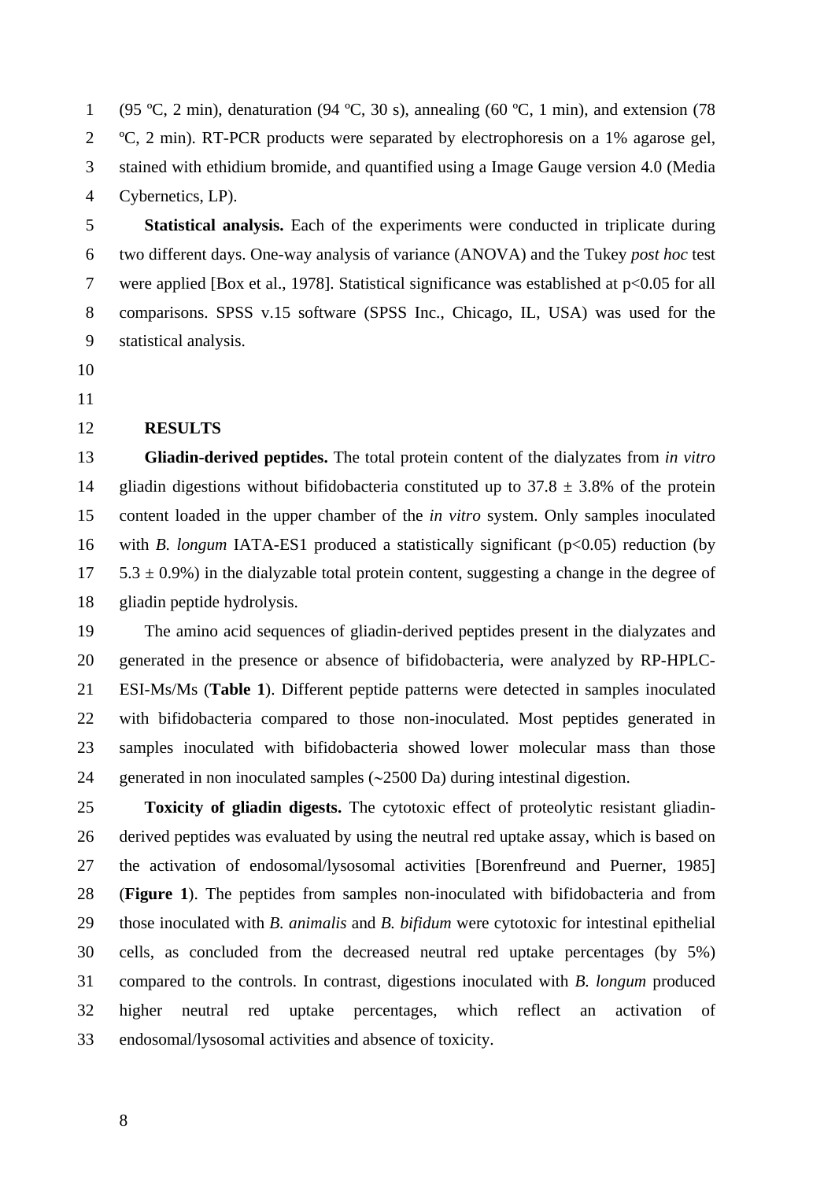(95 ºC, 2 min), denaturation (94 ºC, 30 s), annealing (60 ºC, 1 min), and extension (78 ºC, 2 min). RT-PCR products were separated by electrophoresis on a 1% agarose gel, stained with ethidium bromide, and quantified using a Image Gauge version 4.0 (Media Cybernetics, LP).

**Statistical analysis.** Each of the experiments were conducted in triplicate during two different days. One-way analysis of variance (ANOVA) and the Tukey *post hoc* test were applied [Box et al., 1978]. Statistical significance was established at $p<0.05$ for all comparisons. SPSS v.15 software (SPSS Inc., Chicago, IL, USA) was used for the statistical analysis.

## RESULTS

**Gliadin-derived peptides.** The total protein content of the dialyzates from *in vitro* gliadin digestions without bifidobacteria constituted up to $37.8 \pm 3.8\%$ of the protein content loaded in the upper chamber of the *in vitro* system. Only samples inoculated with *B. longum* IATA-ES1 produced a statistically significant ($p<0.05$) reduction (by $5.3 \pm 0.9\%$) in the dialyzable total protein content, suggesting a change in the degree of gliadin peptide hydrolysis.

The amino acid sequences of gliadin-derived peptides present in the dialyzates and generated in the presence or absence of bifidobacteria, were analyzed by RP-HPLC-ESI-Ms/Ms (**Table 1**). Different peptide patterns were detected in samples inoculated with bifidobacteria compared to those non-inoculated. Most peptides generated in samples inoculated with bifidobacteria showed lower molecular mass than those generated in non inoculated samples (~2500 Da) during intestinal digestion.

**Toxicity of gliadin digests.** The cytotoxic effect of proteolytic resistant gliadin-derived peptides was evaluated by using the neutral red uptake assay, which is based on the activation of endosomal/lysosomal activities [Borenfreund and Puerner, 1985] (**Figure 1**). The peptides from samples non-inoculated with bifidobacteria and from those inoculated with *B. animalis* and *B. bifidum* were cytotoxic for intestinal epithelial cells, as concluded from the decreased neutral red uptake percentages (by 5%) compared to the controls. In contrast, digestions inoculated with *B. longum* produced higher neutral red uptake percentages, which reflect an activation of endosomal/lysosomal activities and absence of toxicity.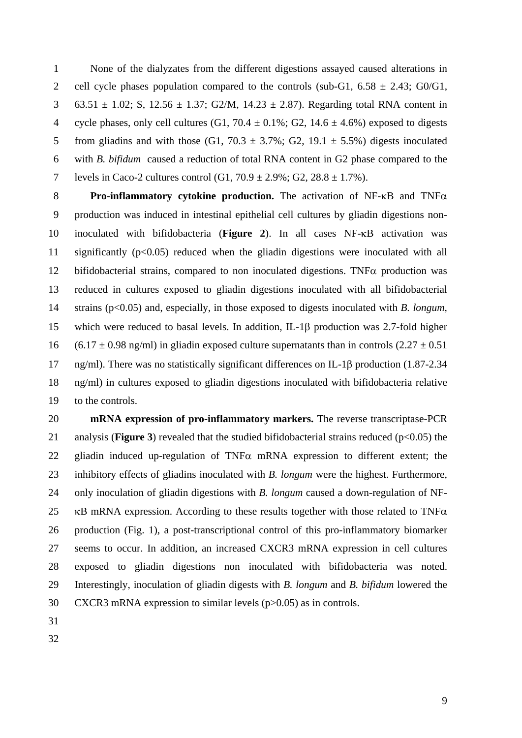None of the dialyzates from the different digestions assayed caused alterations in cell cycle phases population compared to the controls (sub-G1, 6.58 ± 2.43; G0/G1, 63.51 ± 1.02; S, 12.56 ± 1.37; G2/M, 14.23 ± 2.87). Regarding total RNA content in cycle phases, only cell cultures (G1, 70.4 ± 0.1%; G2, 14.6 ± 4.6%) exposed to digests from gliadins and with those (G1, 70.3 ± 3.7%; G2, 19.1 ± 5.5%) digests inoculated with *B. bifidum* caused a reduction of total RNA content in G2 phase compared to the levels in Caco-2 cultures control (G1, 70.9 ± 2.9%; G2, 28.8 ± 1.7%).

**Pro-inflammatory cytokine production.** The activation of NF-κB and TNFα production was induced in intestinal epithelial cell cultures by gliadin digestions non-inoculated with bifidobacteria (**Figure 2**). In all cases NF-κB activation was significantly ($p<0.05$) reduced when the gliadin digestions were inoculated with all bifidobacterial strains, compared to non inoculated digestions. TNFα production was reduced in cultures exposed to gliadin digestions inoculated with all bifidobacterial strains ($p<0.05$) and, especially, in those exposed to digests inoculated with *B. longum*, which were reduced to basal levels. In addition, IL-1β production was 2.7-fold higher (6.17 ± 0.98 ng/ml) in gliadin exposed culture supernatants than in controls (2.27 ± 0.51 ng/ml). There was no statistically significant differences on IL-1β production (1.87-2.34 ng/ml) in cultures exposed to gliadin digestions inoculated with bifidobacteria relative to the controls.

**mRNA expression of pro-inflammatory markers.** The reverse transcriptase-PCR analysis (**Figure 3**) revealed that the studied bifidobacterial strains reduced ($p<0.05$) the gliadin induced up-regulation of TNFα mRNA expression to different extent; the inhibitory effects of gliadins inoculated with *B. longum* were the highest. Furthermore, only inoculation of gliadin digestions with *B. longum* caused a down-regulation of NF-κB mRNA expression. According to these results together with those related to TNFα production (Fig. 1), a post-transcriptional control of this pro-inflammatory biomarker seems to occur. In addition, an increased CXCR3 mRNA expression in cell cultures exposed to gliadin digestions non inoculated with bifidobacteria was noted. Interestingly, inoculation of gliadin digests with *B. longum* and *B. bifidum* lowered the CXCR3 mRNA expression to similar levels ($p>0.05$) as in controls.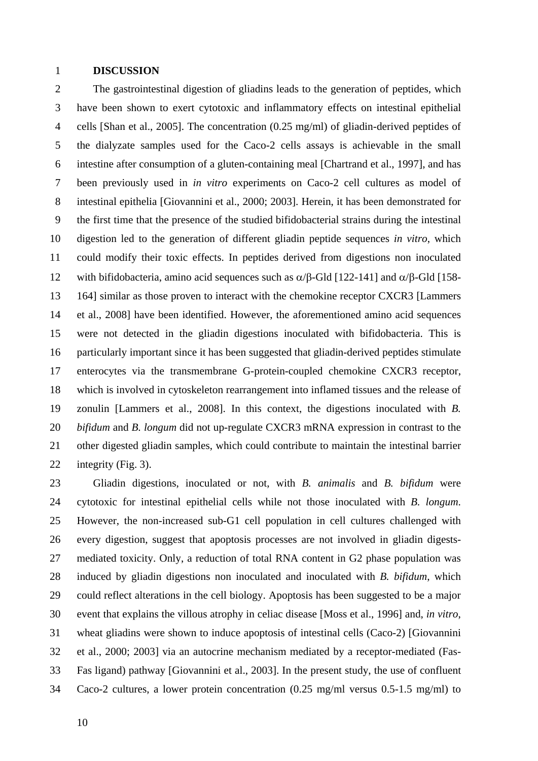## DISCUSSION

The gastrointestinal digestion of gliadins leads to the generation of peptides, which have been shown to exert cytotoxic and inflammatory effects on intestinal epithelial cells [Shan et al., 2005]. The concentration (0.25 mg/ml) of gliadin-derived peptides of the dialyzate samples used for the Caco-2 cells assays is achievable in the small intestine after consumption of a gluten-containing meal [Chartrand et al., 1997], and has been previously used in *in vitro* experiments on Caco-2 cell cultures as model of intestinal epithelia [Giovannini et al., 2000; 2003]. Herein, it has been demonstrated for the first time that the presence of the studied bifidobacterial strains during the intestinal digestion led to the generation of different gliadin peptide sequences *in vitro*, which could modify their toxic effects. In peptides derived from digestions non inoculated with bifidobacteria, amino acid sequences such as $\alpha/\beta$-Gld [122-141] and $\alpha/\beta$-Gld [158-164] similar as those proven to interact with the chemokine receptor CXCR3 [Lammers et al., 2008] have been identified. However, the aforementioned amino acid sequences were not detected in the gliadin digestions inoculated with bifidobacteria. This is particularly important since it has been suggested that gliadin-derived peptides stimulate enterocytes via the transmembrane G-protein-coupled chemokine CXCR3 receptor, which is involved in cytoskeleton rearrangement into inflamed tissues and the release of zonulin [Lammers et al., 2008]. In this context, the digestions inoculated with *B. bifidum* and *B. longum* did not up-regulate CXCR3 mRNA expression in contrast to the other digested gliadin samples, which could contribute to maintain the intestinal barrier integrity (Fig. 3).

Gliadin digestions, inoculated or not, with *B. animalis* and *B. bifidum* were cytotoxic for intestinal epithelial cells while not those inoculated with *B. longum*. However, the non-increased sub-G1 cell population in cell cultures challenged with every digestion, suggest that apoptosis processes are not involved in gliadin digests-mediated toxicity. Only, a reduction of total RNA content in G2 phase population was induced by gliadin digestions non inoculated and inoculated with *B. bifidum*, which could reflect alterations in the cell biology. Apoptosis has been suggested to be a major event that explains the villous atrophy in celiac disease [Moss et al., 1996] and, *in vitro*, wheat gliadins were shown to induce apoptosis of intestinal cells (Caco-2) [Giovannini et al., 2000; 2003] via an autocrine mechanism mediated by a receptor-mediated (Fas-Fas ligand) pathway [Giovannini et al., 2003]. In the present study, the use of confluent Caco-2 cultures, a lower protein concentration (0.25 mg/ml versus 0.5-1.5 mg/ml) to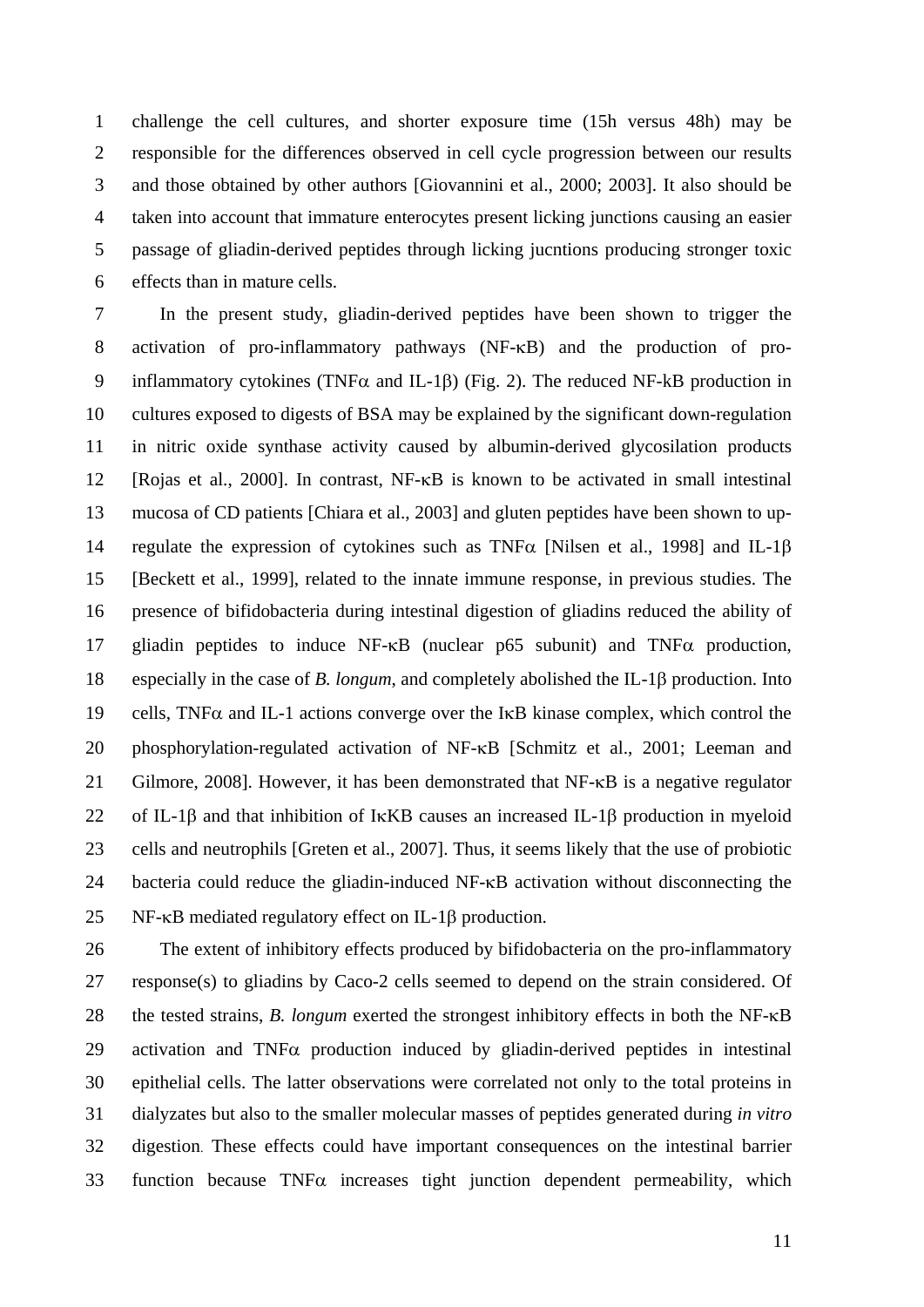challenge the cell cultures, and shorter exposure time (15h versus 48h) may be responsible for the differences observed in cell cycle progression between our results and those obtained by other authors [Giovannini et al., 2000; 2003]. It also should be taken into account that immature enterocytes present licking junctions causing an easier passage of gliadin-derived peptides through licking jucntions producing stronger toxic effects than in mature cells.

In the present study, gliadin-derived peptides have been shown to trigger the activation of pro-inflammatory pathways (NF-κB) and the production of pro-inflammatory cytokines (TNFα and IL-1β) (Fig. 2). The reduced NF-kB production in cultures exposed to digests of BSA may be explained by the significant down-regulation in nitric oxide synthase activity caused by albumin-derived glycosilation products [Rojas et al., 2000]. In contrast, NF-κB is known to be activated in small intestinal mucosa of CD patients [Chiara et al., 2003] and gluten peptides have been shown to up-regulate the expression of cytokines such as TNFα [Nilsen et al., 1998] and IL-1β [Beckett et al., 1999], related to the innate immune response, in previous studies. The presence of bifidobacteria during intestinal digestion of gliadins reduced the ability of gliadin peptides to induce NF-κB (nuclear p65 subunit) and TNFα production, especially in the case of *B. longum*, and completely abolished the IL-1β production. Into cells, TNFα and IL-1 actions converge over the IκB kinase complex, which control the phosphorylation-regulated activation of NF-κB [Schmitz et al., 2001; Leeman and Gilmore, 2008]. However, it has been demonstrated that NF-κB is a negative regulator of IL-1β and that inhibition of IκKB causes an increased IL-1β production in myeloid cells and neutrophils [Greten et al., 2007]. Thus, it seems likely that the use of probiotic bacteria could reduce the gliadin-induced NF-κB activation without disconnecting the NF-κB mediated regulatory effect on IL-1β production.

The extent of inhibitory effects produced by bifidobacteria on the pro-inflammatory response(s) to gliadins by Caco-2 cells seemed to depend on the strain considered. Of the tested strains, *B. longum* exerted the strongest inhibitory effects in both the NF-κB activation and TNFα production induced by gliadin-derived peptides in intestinal epithelial cells. The latter observations were correlated not only to the total proteins in dialyzates but also to the smaller molecular masses of peptides generated during *in vitro* digestion. These effects could have important consequences on the intestinal barrier function because TNFα increases tight junction dependent permeability, which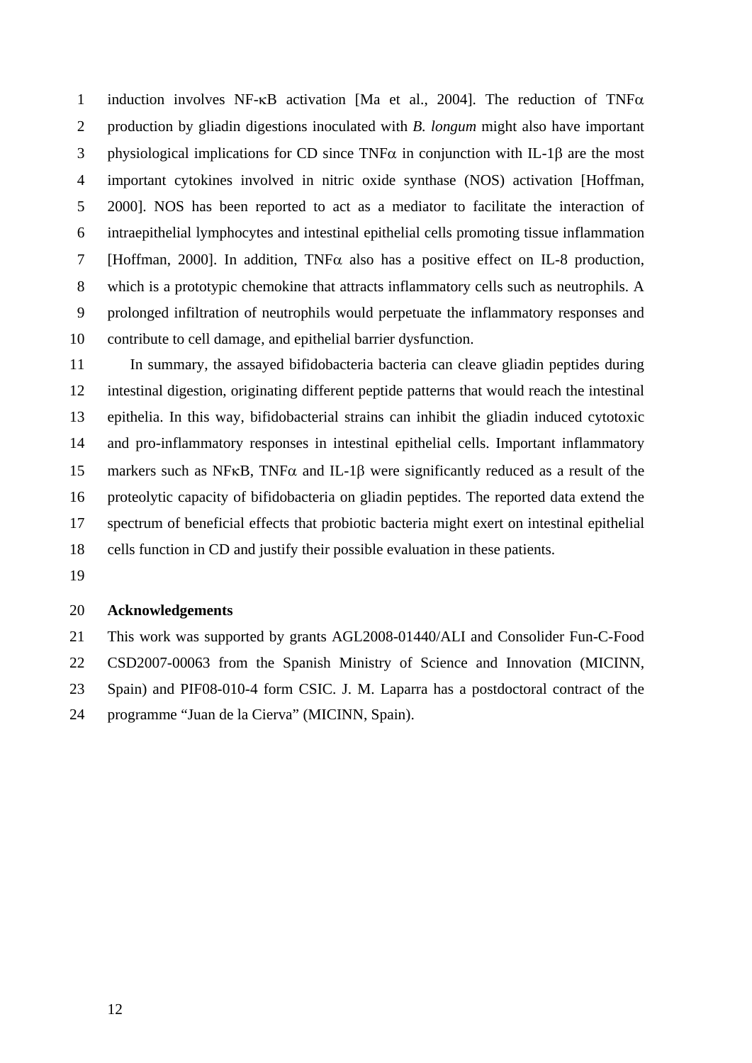induction involves NF-κB activation [Ma et al., 2004]. The reduction of TNFα production by gliadin digestions inoculated with *B. longum* might also have important physiological implications for CD since TNFα in conjunction with IL-1β are the most important cytokines involved in nitric oxide synthase (NOS) activation [Hoffman, 2000]. NOS has been reported to act as a mediator to facilitate the interaction of intraepithelial lymphocytes and intestinal epithelial cells promoting tissue inflammation [Hoffman, 2000]. In addition, TNFα also has a positive effect on IL-8 production, which is a prototypic chemokine that attracts inflammatory cells such as neutrophils. A prolonged infiltration of neutrophils would perpetuate the inflammatory responses and contribute to cell damage, and epithelial barrier dysfunction.

In summary, the assayed bifidobacteria bacteria can cleave gliadin peptides during intestinal digestion, originating different peptide patterns that would reach the intestinal epithelia. In this way, bifidobacterial strains can inhibit the gliadin induced cytotoxic and pro-inflammatory responses in intestinal epithelial cells. Important inflammatory markers such as NFκB, TNFα and IL-1β were significantly reduced as a result of the proteolytic capacity of bifidobacteria on gliadin peptides. The reported data extend the spectrum of beneficial effects that probiotic bacteria might exert on intestinal epithelial cells function in CD and justify their possible evaluation in these patients.

## Acknowledgements

This work was supported by grants AGL2008-01440/ALI and Consolider Fun-C-Food CSD2007-00063 from the Spanish Ministry of Science and Innovation (MICINN, Spain) and PIF08-010-4 form CSIC. J. M. Laparra has a postdoctoral contract of the programme "Juan de la Cierva" (MICINN, Spain).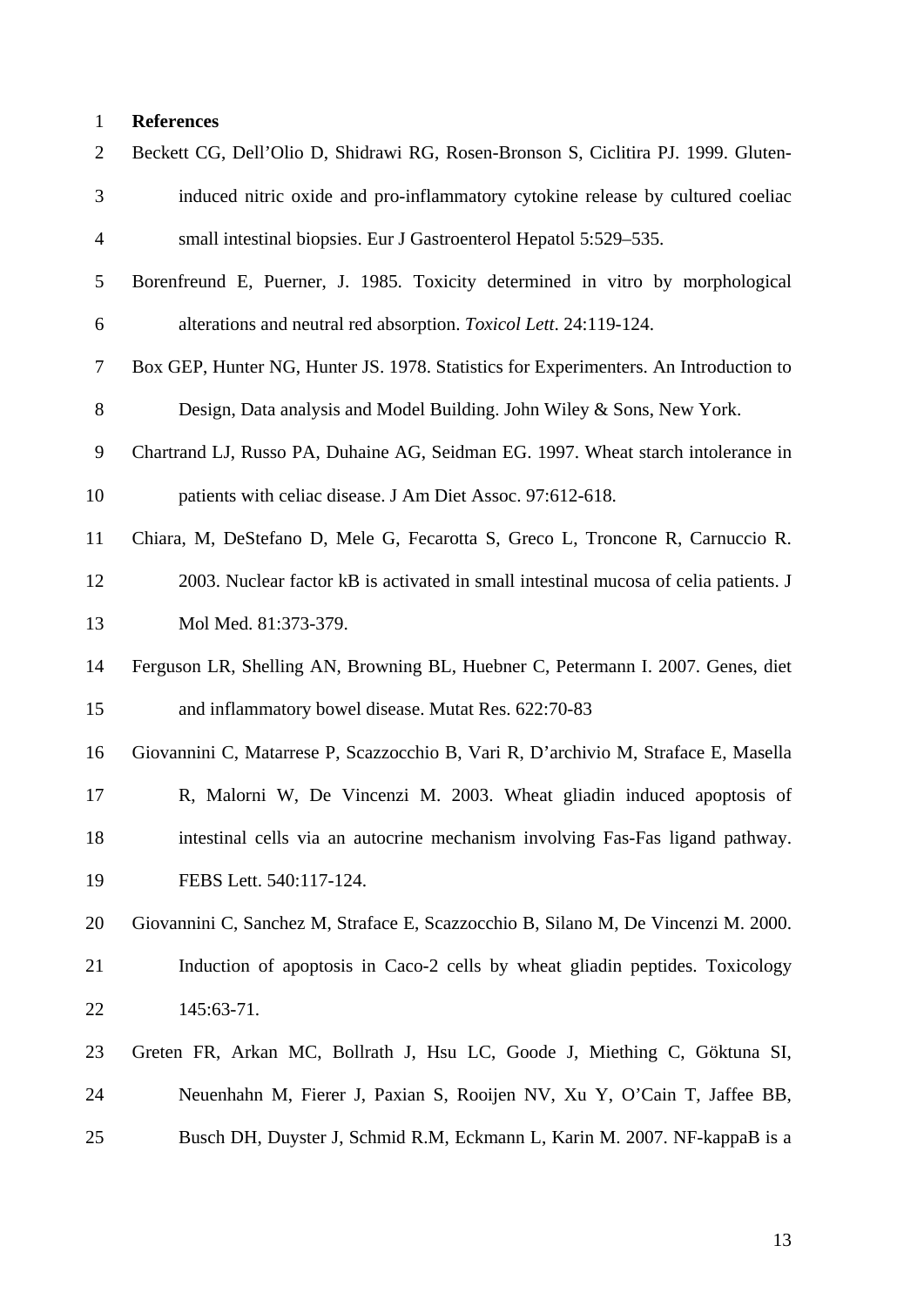**References**

Beckett CG, Dell'Olio D, Shidrawi RG, Rosen-Bronson S, Ciclitira PJ. 1999. Gluten-induced nitric oxide and pro-inflammatory cytokine release by cultured coeliac small intestinal biopsies. Eur J Gastroenterol Hepatol 5:529–535.

Borenfreund E, Puerner, J. 1985. Toxicity determined in vitro by morphological alterations and neutral red absorption. *Toxicol Lett*. 24:119-124.

Box GEP, Hunter NG, Hunter JS. 1978. Statistics for Experimenters. An Introduction to Design, Data analysis and Model Building. John Wiley & Sons, New York.

Chartrand LJ, Russo PA, Duhaine AG, Seidman EG. 1997. Wheat starch intolerance in patients with celiac disease. J Am Diet Assoc. 97:612-618.

Chiara, M, DeStefano D, Mele G, Fecarotta S, Greco L, Troncone R, Carnuccio R. 2003. Nuclear factor kB is activated in small intestinal mucosa of celia patients. J Mol Med. 81:373-379.

Ferguson LR, Shelling AN, Browning BL, Huebner C, Petermann I. 2007. Genes, diet and inflammatory bowel disease. Mutat Res. 622:70-83

Giovannini C, Matarrese P, Scazzocchio B, Vari R, D'archivio M, Straface E, Masella R, Malorni W, De Vincenzi M. 2003. Wheat gliadin induced apoptosis of intestinal cells via an autocrine mechanism involving Fas-Fas ligand pathway. FEBS Lett. 540:117-124.

Giovannini C, Sanchez M, Straface E, Scazzocchio B, Silano M, De Vincenzi M. 2000. Induction of apoptosis in Caco-2 cells by wheat gliadin peptides. Toxicology 145:63-71.

Greten FR, Arkan MC, Bollrath J, Hsu LC, Goode J, Miething C, Göktuna SI, Neuenhahn M, Fierer J, Paxian S, Rooijen NV, Xu Y, O'Cain T, Jaffee BB, Busch DH, Duyster J, Schmid R.M, Eckmann L, Karin M. 2007. NF-kappaB is a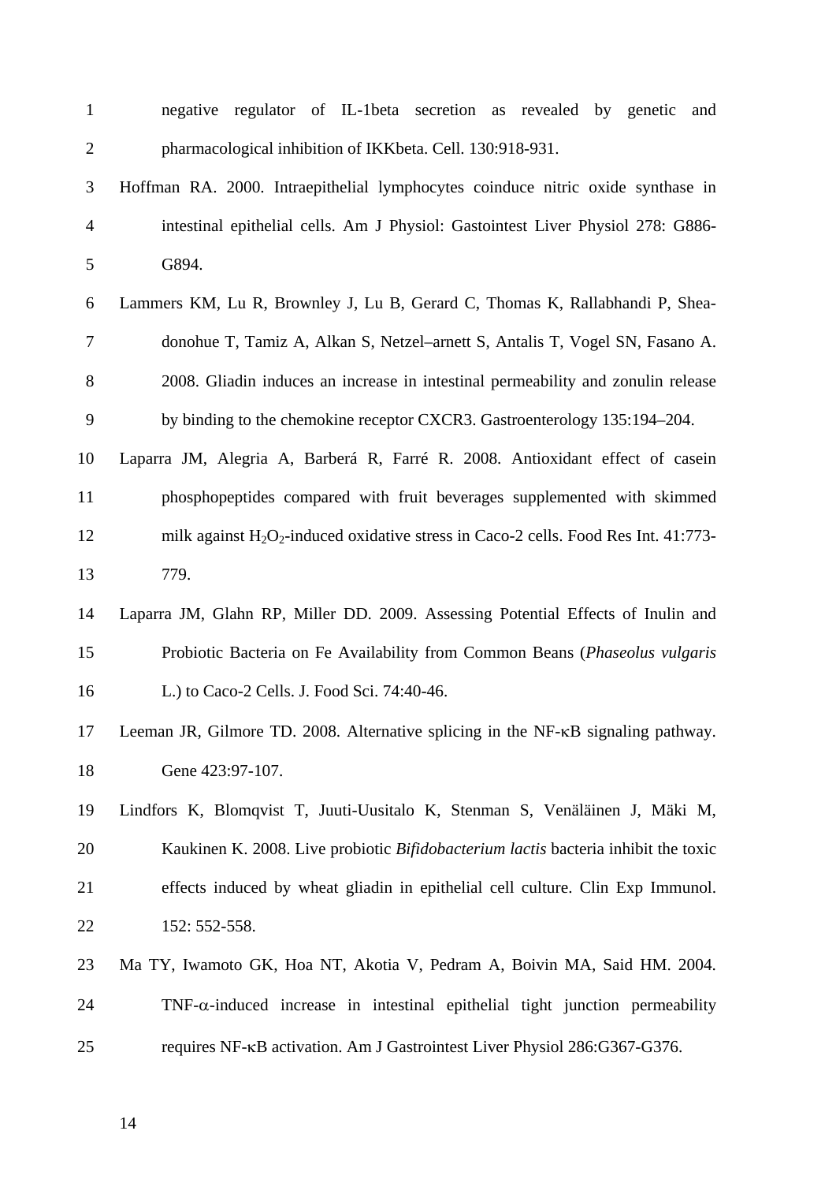negative regulator of IL-1beta secretion as revealed by genetic and pharmacological inhibition of IKKbeta. Cell. 130:918-931.

Hoffman RA. 2000. Intraepithelial lymphocytes coinduce nitric oxide synthase in intestinal epithelial cells. Am J Physiol: Gastointest Liver Physiol 278: G886-G894.

Lammers KM, Lu R, Brownley J, Lu B, Gerard C, Thomas K, Rallabhandi P, Shea-donohue T, Tamiz A, Alkan S, Netzel–arnett S, Antalis T, Vogel SN, Fasano A. 2008. Gliadin induces an increase in intestinal permeability and zonulin release by binding to the chemokine receptor CXCR3. Gastroenterology 135:194–204.

Laparra JM, Alegria A, Barberá R, Farré R. 2008. Antioxidant effect of casein phosphopeptides compared with fruit beverages supplemented with skimmed milk against $H_2O_2$-induced oxidative stress in Caco-2 cells. Food Res Int. 41:773-779.

Laparra JM, Glahn RP, Miller DD. 2009. Assessing Potential Effects of Inulin and Probiotic Bacteria on Fe Availability from Common Beans (*Phaseolus vulgaris* L.) to Caco-2 Cells. J. Food Sci. 74:40-46.

Leeman JR, Gilmore TD. 2008. Alternative splicing in the NF-κB signaling pathway. Gene 423:97-107.

Lindfors K, Blomqvist T, Juuti-Uusitalo K, Stenman S, Venäläinen J, Mäki M, Kaukinen K. 2008. Live probiotic *Bifidobacterium lactis* bacteria inhibit the toxic effects induced by wheat gliadin in epithelial cell culture. Clin Exp Immunol. 152: 552-558.

Ma TY, Iwamoto GK, Hoa NT, Akotia V, Pedram A, Boivin MA, Said HM. 2004. TNF-α-induced increase in intestinal epithelial tight junction permeability requires NF-κB activation. Am J Gastrointest Liver Physiol 286:G367-G376.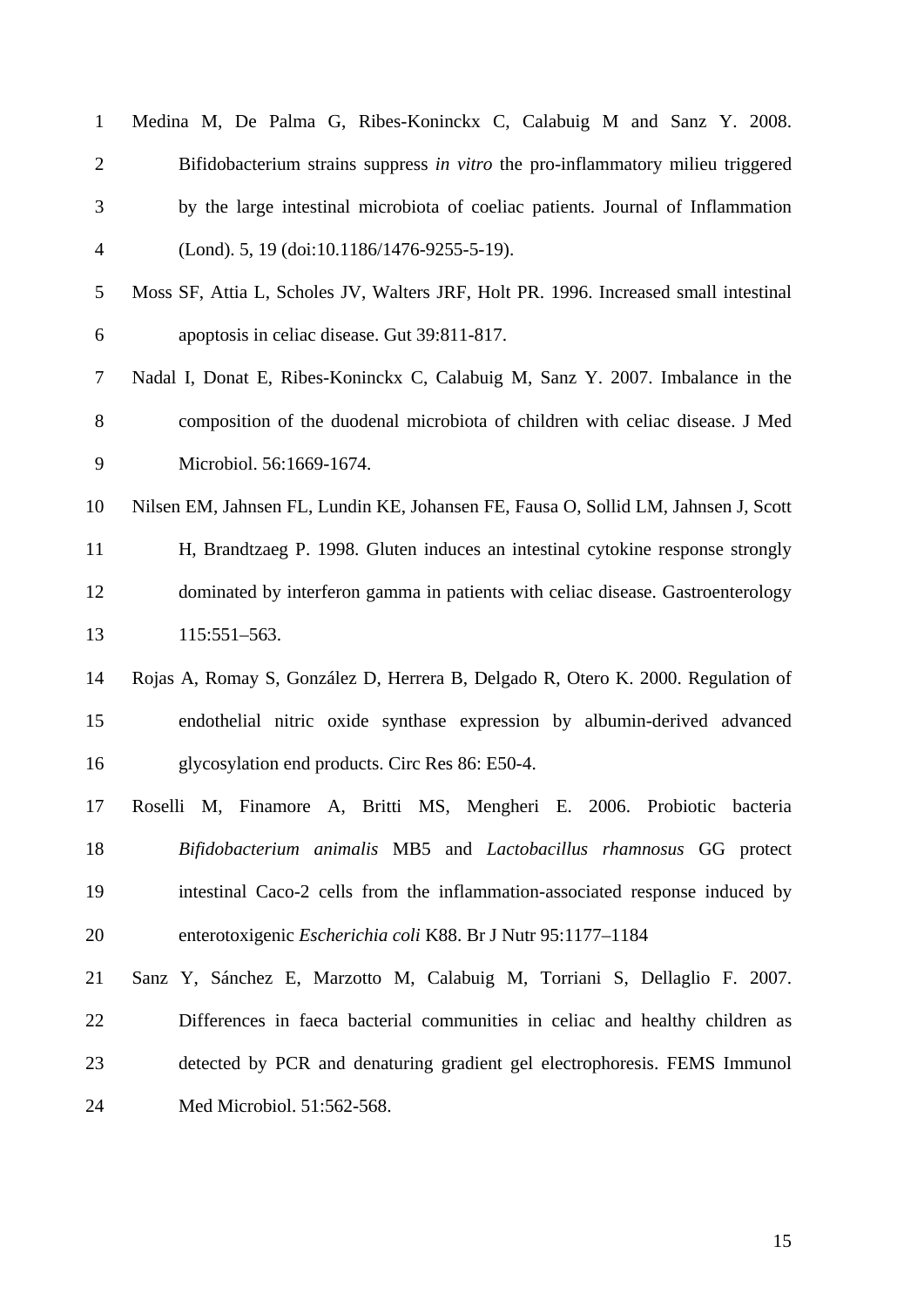Medina M, De Palma G, Ribes-Koninckx C, Calabuig M and Sanz Y. 2008. Bifidobacterium strains suppress *in vitro* the pro-inflammatory milieu triggered by the large intestinal microbiota of coeliac patients. Journal of Inflammation (Lond). 5, 19 (doi:10.1186/1476-9255-5-19).

Moss SF, Attia L, Scholes JV, Walters JRF, Holt PR. 1996. Increased small intestinal apoptosis in celiac disease. Gut 39:811-817.

Nadal I, Donat E, Ribes-Koninckx C, Calabuig M, Sanz Y. 2007. Imbalance in the composition of the duodenal microbiota of children with celiac disease. J Med Microbiol. 56:1669-1674.

Nilsen EM, Jahnsen FL, Lundin KE, Johansen FE, Fausa O, Sollid LM, Jahnsen J, Scott H, Brandtzaeg P. 1998. Gluten induces an intestinal cytokine response strongly dominated by interferon gamma in patients with celiac disease. Gastroenterology 115:551–563.

Rojas A, Romay S, González D, Herrera B, Delgado R, Otero K. 2000. Regulation of endothelial nitric oxide synthase expression by albumin-derived advanced glycosylation end products. Circ Res 86: E50-4.

Roselli M, Finamore A, Britti MS, Mengheri E. 2006. Probiotic bacteria *Bifidobacterium animalis* MB5 and *Lactobacillus rhamnosus* GG protect intestinal Caco-2 cells from the inflammation-associated response induced by enterotoxigenic *Escherichia coli* K88. Br J Nutr 95:1177–1184

Sanz Y, Sánchez E, Marzotto M, Calabuig M, Torriani S, Dellaglio F. 2007. Differences in faeca bacterial communities in celiac and healthy children as detected by PCR and denaturing gradient gel electrophoresis. FEMS Immunol Med Microbiol. 51:562-568.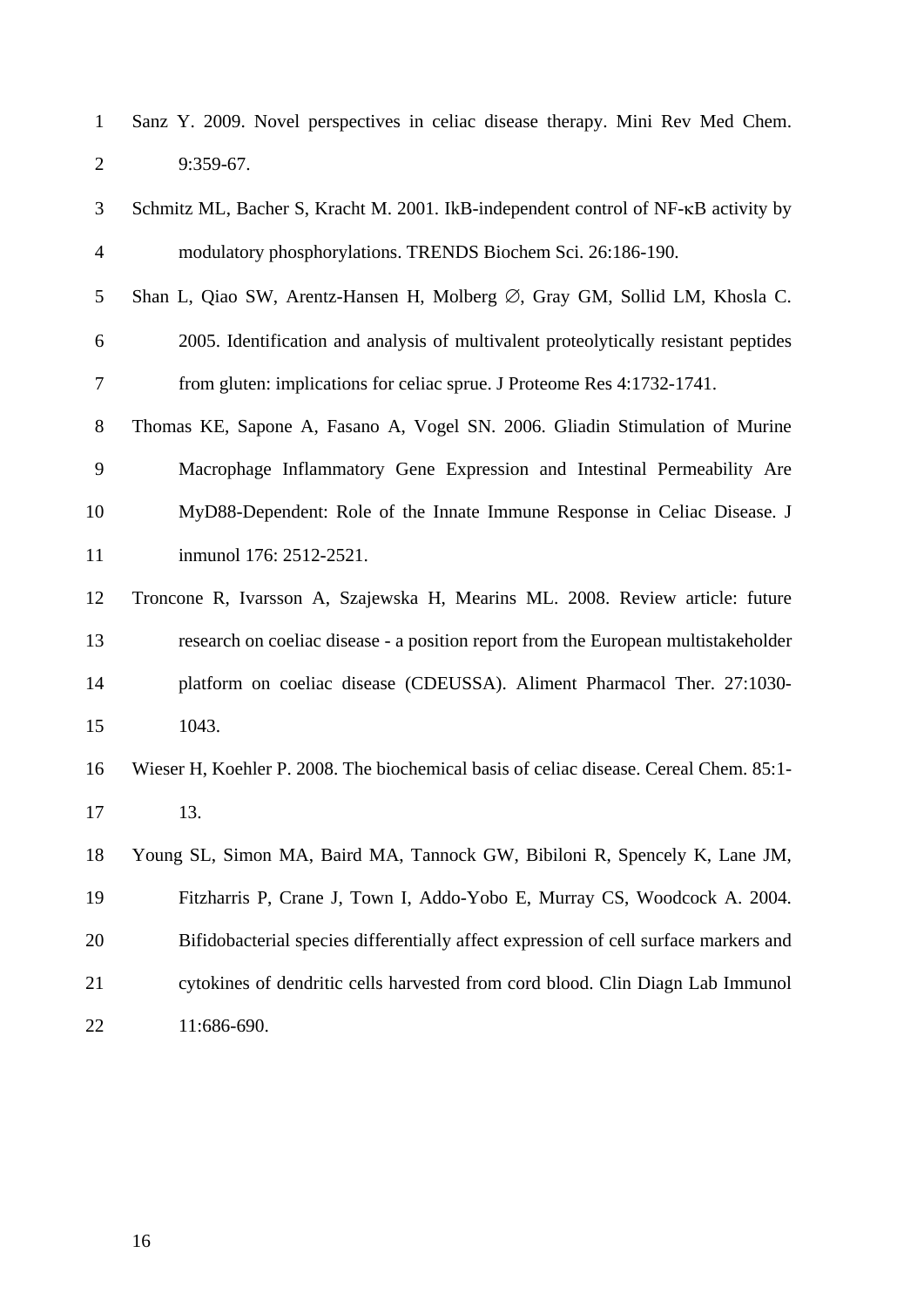Sanz Y. 2009. Novel perspectives in celiac disease therapy. Mini Rev Med Chem. 9:359-67.

Schmitz ML, Bacher S, Kracht M. 2001. IkB-independent control of NF-κB activity by modulatory phosphorylations. TRENDS Biochem Sci. 26:186-190.

Shan L, Qiao SW, Arentz-Hansen H, Molberg ∅, Gray GM, Sollid LM, Khosla C. 2005. Identification and analysis of multivalent proteolytically resistant peptides from gluten: implications for celiac sprue. J Proteome Res 4:1732-1741.

Thomas KE, Sapone A, Fasano A, Vogel SN. 2006. Gliadin Stimulation of Murine Macrophage Inflammatory Gene Expression and Intestinal Permeability Are MyD88-Dependent: Role of the Innate Immune Response in Celiac Disease. J inmunol 176: 2512-2521.

Troncone R, Ivarsson A, Szajewska H, Mearins ML. 2008. Review article: future research on coeliac disease - a position report from the European multistakeholder platform on coeliac disease (CDEUSSA). Aliment Pharmacol Ther. 27:1030-1043.

Wieser H, Koehler P. 2008. The biochemical basis of celiac disease. Cereal Chem. 85:1-13.

Young SL, Simon MA, Baird MA, Tannock GW, Bibiloni R, Spencely K, Lane JM, Fitzharris P, Crane J, Town I, Addo-Yobo E, Murray CS, Woodcock A. 2004. Bifidobacterial species differentially affect expression of cell surface markers and cytokines of dendritic cells harvested from cord blood. Clin Diagn Lab Immunol 11:686-690.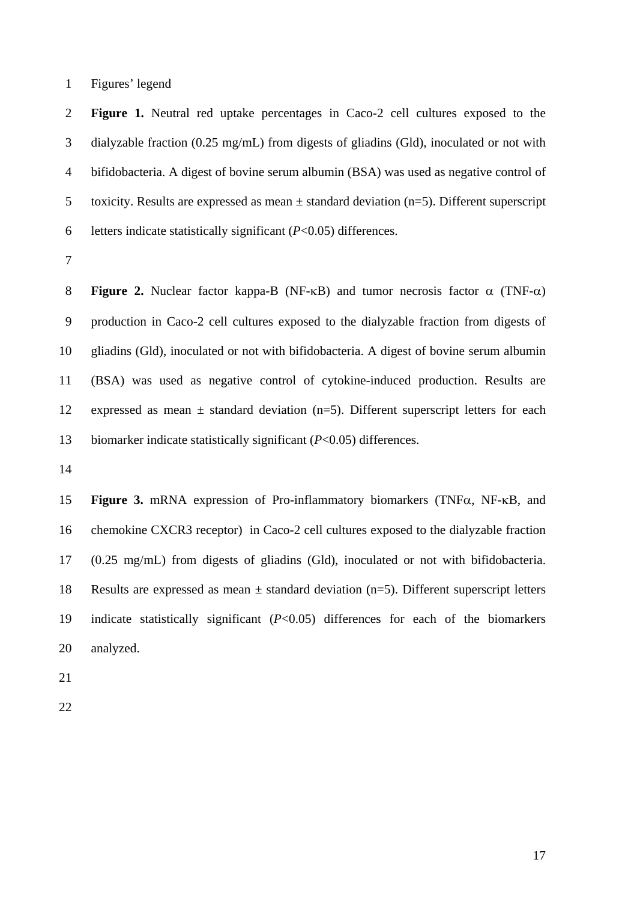Figures' legend

**Figure 1.** Neutral red uptake percentages in Caco-2 cell cultures exposed to the dialyzable fraction (0.25 mg/mL) from digests of gliadins (Gld), inoculated or not with bifidobacteria. A digest of bovine serum albumin (BSA) was used as negative control of toxicity. Results are expressed as mean ± standard deviation (n=5). Different superscript letters indicate statistically significant ($P$<0.05) differences.

**Figure 2.** Nuclear factor kappa-B (NF-κB) and tumor necrosis factor α (TNF-α) production in Caco-2 cell cultures exposed to the dialyzable fraction from digests of gliadins (Gld), inoculated or not with bifidobacteria. A digest of bovine serum albumin (BSA) was used as negative control of cytokine-induced production. Results are expressed as mean ± standard deviation (n=5). Different superscript letters for each biomarker indicate statistically significant ($P$<0.05) differences.

**Figure 3.** mRNA expression of Pro-inflammatory biomarkers (TNFα, NF-κB, and chemokine CXCR3 receptor) in Caco-2 cell cultures exposed to the dialyzable fraction (0.25 mg/mL) from digests of gliadins (Gld), inoculated or not with bifidobacteria. Results are expressed as mean ± standard deviation (n=5). Different superscript letters indicate statistically significant ($P$<0.05) differences for each of the biomarkers analyzed.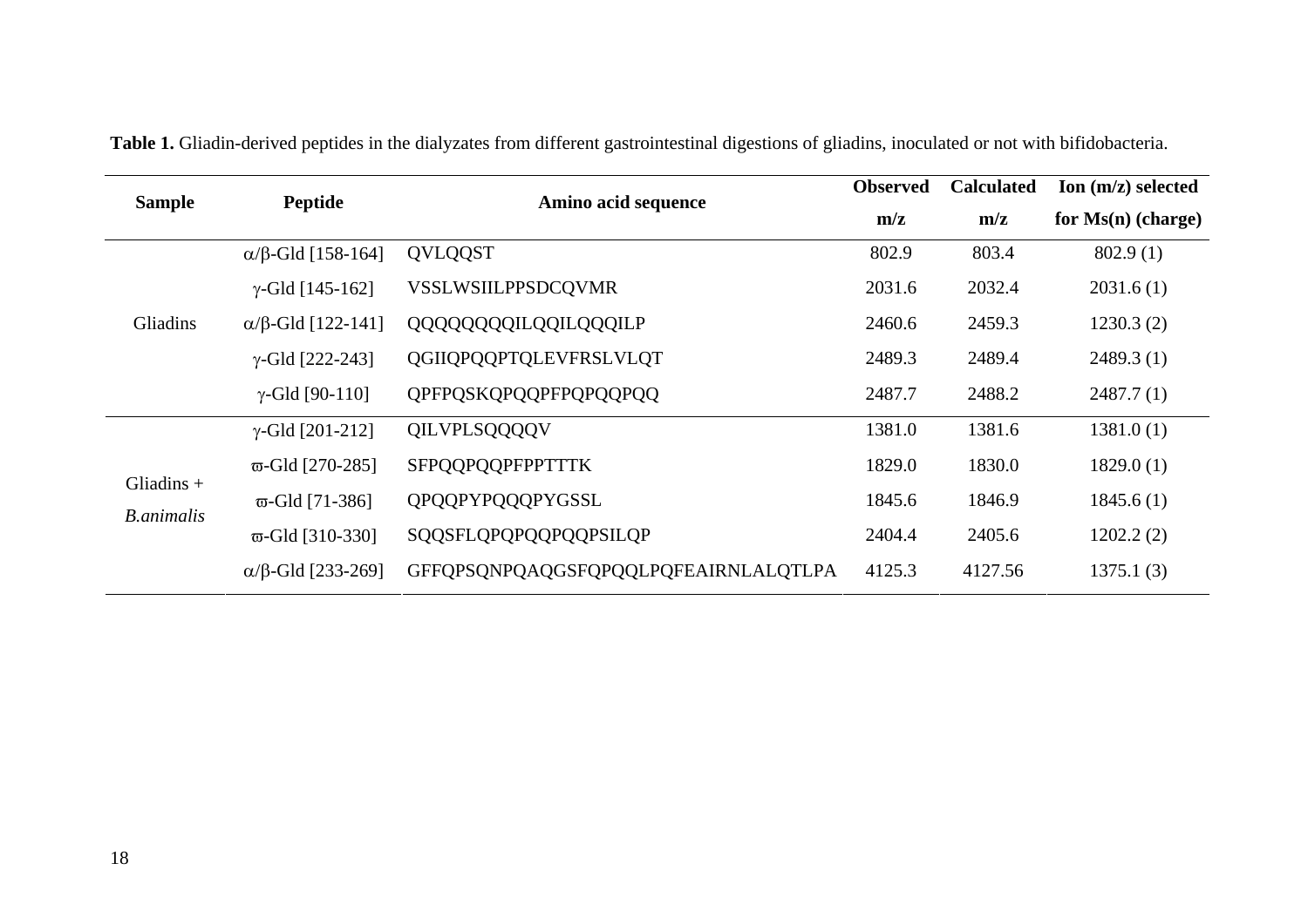**Table 1.** Gliadin-derived peptides in the dialyzates from different gastrointestinal digestions of gliadins, inoculated or not with bifidobacteria.

| Sample | Peptide | Amino acid sequence | Observed m/z | Calculated m/z | Ion (m/z) selected for Ms(n) (charge) |
|---|---|---|---|---|---|
| Gliadins | α/β-Gld [158-164] | QVLQQST | 802.9 | 803.4 | 802.9 (1) |
| | γ-Gld [145-162] | VSSLWSIILPPSDCQVMR | 2031.6 | 2032.4 | 2031.6 (1) |
| | α/β-Gld [122-141] | QQQQQQQQILQQILQQQILP | 2460.6 | 2459.3 | 1230.3 (2) |
| | γ-Gld [222-243] | QGIIQPQQPTQLEVFRSLVLQT | 2489.3 | 2489.4 | 2489.3 (1) |
| | γ-Gld [90-110] | QPFPQSKQPQQPFPQPQQPQQ | 2487.7 | 2488.2 | 2487.7 (1) |
| Gliadins + *B.animalis* | γ-Gld [201-212] | QILVPLSQQQQV | 1381.0 | 1381.6 | 1381.0 (1) |
| | ϖ-Gld [270-285] | SFPQQPQQPFPPTTTK | 1829.0 | 1830.0 | 1829.0 (1) |
| | ϖ-Gld [71-386] | QPQQPYPQQQPYGSSL | 1845.6 | 1846.9 | 1845.6 (1) |
| | ϖ-Gld [310-330] | SQQSFLQPQPQQPQQPSILQP | 2404.4 | 2405.6 | 1202.2 (2) |
| | α/β-Gld [233-269] | GFFQPSQNPQAQGSFQPQQLPQFEAIRNLALQTLPA | 4125.3 | 4127.56 | 1375.1 (3) |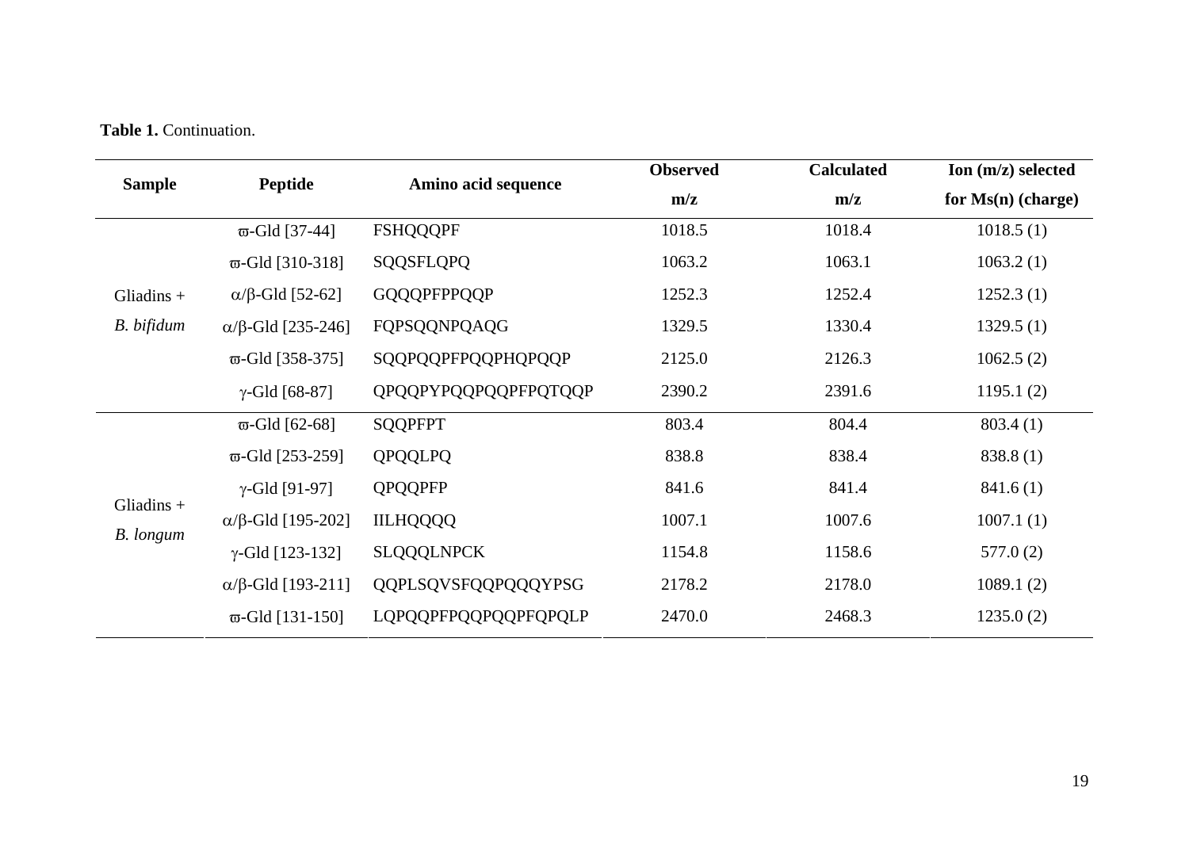**Table 1.** Continuation.

| Sample | Peptide | Amino acid sequence | Observed m/z | Calculated m/z | Ion (m/z) selected for Ms(n) (charge) |
|---|---|---|---|---|---|
| Gliadins + *B. bifidum* | ϖ-Gld [37-44] | FSHQQQPF | 1018.5 | 1018.4 | 1018.5 (1) |
| | ϖ-Gld [310-318] | SQQSFLQPQ | 1063.2 | 1063.1 | 1063.2 (1) |
| | α/β-Gld [52-62] | GQQQPFPPQQP | 1252.3 | 1252.4 | 1252.3 (1) |
| | α/β-Gld [235-246] | FQPSQQNPQAQG | 1329.5 | 1330.4 | 1329.5 (1) |
| | ϖ-Gld [358-375] | SQQPQQPFPQQPHQPQQP | 2125.0 | 2126.3 | 1062.5 (2) |
| | γ-Gld [68-87] | QPQQPYPQQPQQPFPQTQQP | 2390.2 | 2391.6 | 1195.1 (2) |
| Gliadins + *B. longum* | ϖ-Gld [62-68] | SQQPFPT | 803.4 | 804.4 | 803.4 (1) |
| | ϖ-Gld [253-259] | QPQQLPQ | 838.8 | 838.4 | 838.8 (1) |
| | γ-Gld [91-97] | QPQQPFP | 841.6 | 841.4 | 841.6 (1) |
| | α/β-Gld [195-202] | IILHQQQQ | 1007.1 | 1007.6 | 1007.1 (1) |
| | γ-Gld [123-132] | SLQQQLNPCK | 1154.8 | 1158.6 | 577.0 (2) |
| | α/β-Gld [193-211] | QQPLSQVSFQQPQQQYPSG | 2178.2 | 2178.0 | 1089.1 (2) |
| | ϖ-Gld [131-150] | LQPQQPFPQQPQQPFQPQLP | 2470.0 | 2468.3 | 1235.0 (2) |